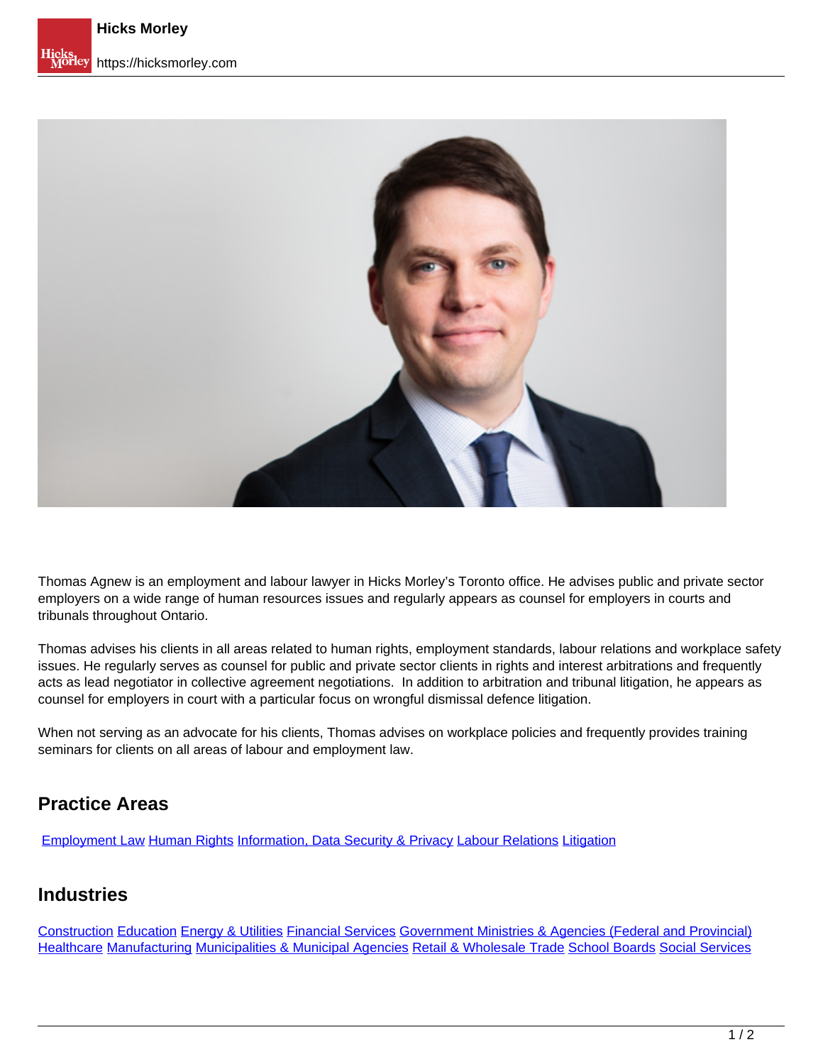Thomas Agnew is an employment and labour lawyer in Hicks Morley's Toronto office. He advises public and private sector employers on a wide range of human resources issues and regularly appears as counsel for employers in courts and tribunals throughout Ontario.

Thomas advises his clients in all areas related to human rights, employment standards, labour relations and workplace safety issues. He regularly serves as counsel for public and private sector clients in rights and interest arbitrations and frequently acts as lead negotiator in collective agreement negotiations. In addition to arbitration and tribunal litigation, he appears as counsel for employers in court with a particular focus on wrongful dismissal defence litigation.

When not serving as an advocate for his clients, Thomas advises on workplace policies and frequently provides training seminars for clients on all areas of labour and employment law.

## Practice Areas

Employment Law Human Rights Information, Data Security & Privacy Labour Relations Litigation

## Industries

Construction Education Energy & Utilities Financial Services Government Ministries & Agencies (Federal and Provincial) Healthcare Manufacturing Municipalities & Municipal Agencies Retail & Wholesale Trade School Boards Social Services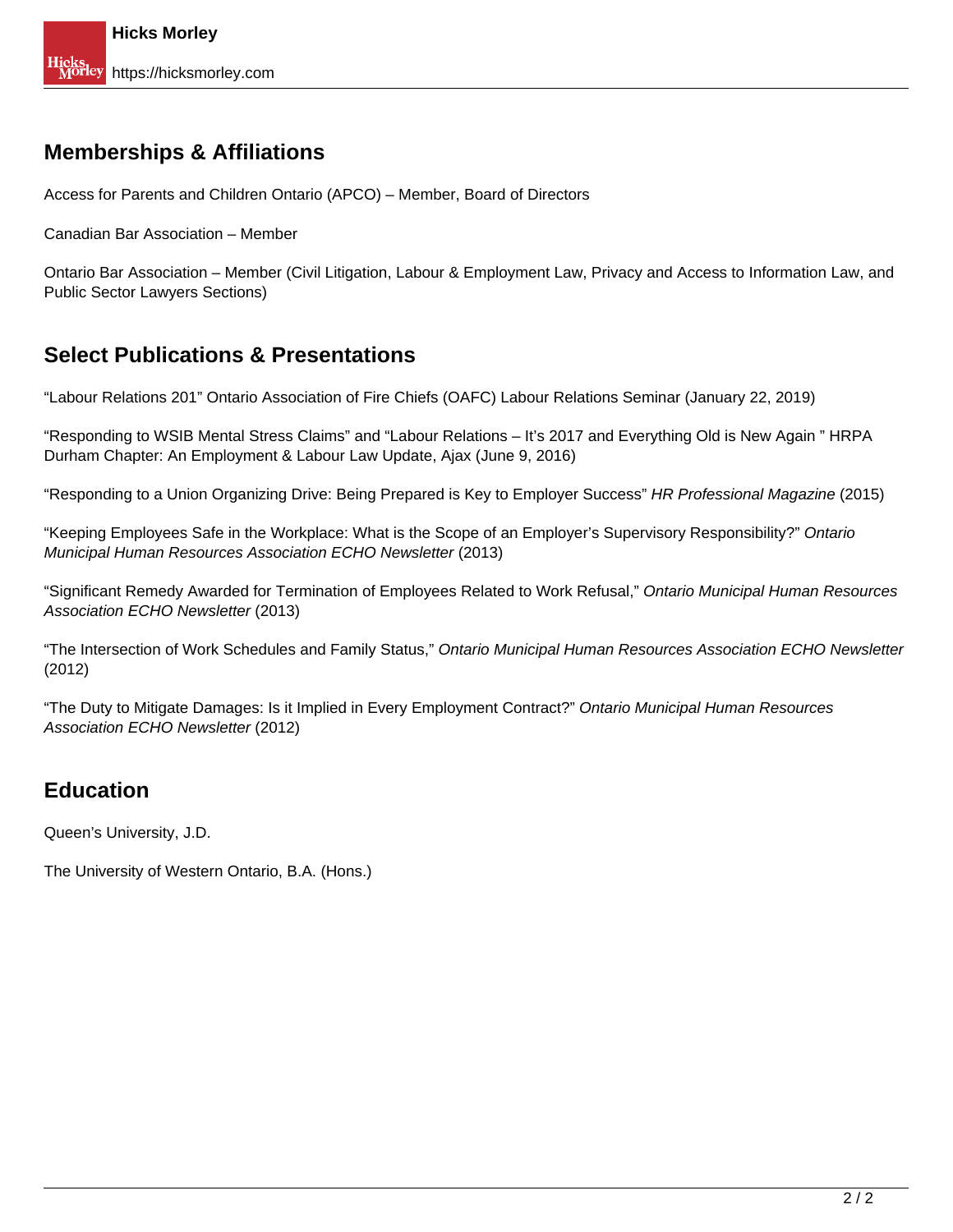## Memberships & Affiliations

Access for Parents and Children Ontario (APCO) – Member, Board of Directors

Canadian Bar Association – Member

Ontario Bar Association – Member (Civil Litigation, Labour & Employment Law, Privacy and Access to Information Law, and Public Sector Lawyers Sections)

## Select Publications & Presentations

“Labour Relations 201” Ontario Association of Fire Chiefs (OAFC) Labour Relations Seminar (January 22, 2019)

“Responding to WSIB Mental Stress Claims” and “Labour Relations – It’s 2017 and Everything Old is New Again ” HRPA Durham Chapter: An Employment & Labour Law Update, Ajax (June 9, 2016)

“Responding to a Union Organizing Drive: Being Prepared is Key to Employer Success” *HR Professional Magazine* (2015)

“Keeping Employees Safe in the Workplace: What is the Scope of an Employer’s Supervisory Responsibility?” *Ontario Municipal Human Resources Association ECHO Newsletter* (2013)

“Significant Remedy Awarded for Termination of Employees Related to Work Refusal,” *Ontario Municipal Human Resources Association ECHO Newsletter* (2013)

“The Intersection of Work Schedules and Family Status,” *Ontario Municipal Human Resources Association ECHO Newsletter* (2012)

“The Duty to Mitigate Damages: Is it Implied in Every Employment Contract?” *Ontario Municipal Human Resources Association ECHO Newsletter* (2012)

## Education

Queen’s University, J.D.

The University of Western Ontario, B.A. (Hons.)